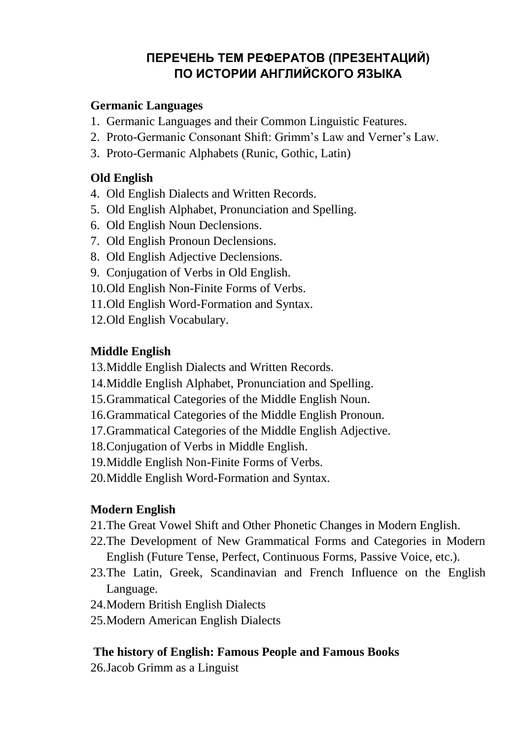# ПЕРЕЧЕНЬ ТЕМ РЕФЕРАТОВ (ПРЕЗЕНТАЦИЙ) ПО ИСТОРИИ АНГЛИЙСКОГО ЯЗЫКА

## Germanic Languages

1. Germanic Languages and their Common Linguistic Features.
2. Proto-Germanic Consonant Shift: Grimm’s Law and Verner’s Law.
3. Proto-Germanic Alphabets (Runic, Gothic, Latin)

## Old English

4. Old English Dialects and Written Records.
5. Old English Alphabet, Pronunciation and Spelling.
6. Old English Noun Declensions.
7. Old English Pronoun Declensions.
8. Old English Adjective Declensions.
9. Conjugation of Verbs in Old English.
10. Old English Non-Finite Forms of Verbs.
11. Old English Word-Formation and Syntax.
12. Old English Vocabulary.

## Middle English

13. Middle English Dialects and Written Records.
14. Middle English Alphabet, Pronunciation and Spelling.
15. Grammatical Categories of the Middle English Noun.
16. Grammatical Categories of the Middle English Pronoun.
17. Grammatical Categories of the Middle English Adjective.
18. Conjugation of Verbs in Middle English.
19. Middle English Non-Finite Forms of Verbs.
20. Middle English Word-Formation and Syntax.

## Modern English

21. The Great Vowel Shift and Other Phonetic Changes in Modern English.
22. The Development of New Grammatical Forms and Categories in Modern English (Future Tense, Perfect, Continuous Forms, Passive Voice, etc.).
23. The Latin, Greek, Scandinavian and French Influence on the English Language.
24. Modern British English Dialects
25. Modern American English Dialects

## The history of English: Famous People and Famous Books

26. Jacob Grimm as a Linguist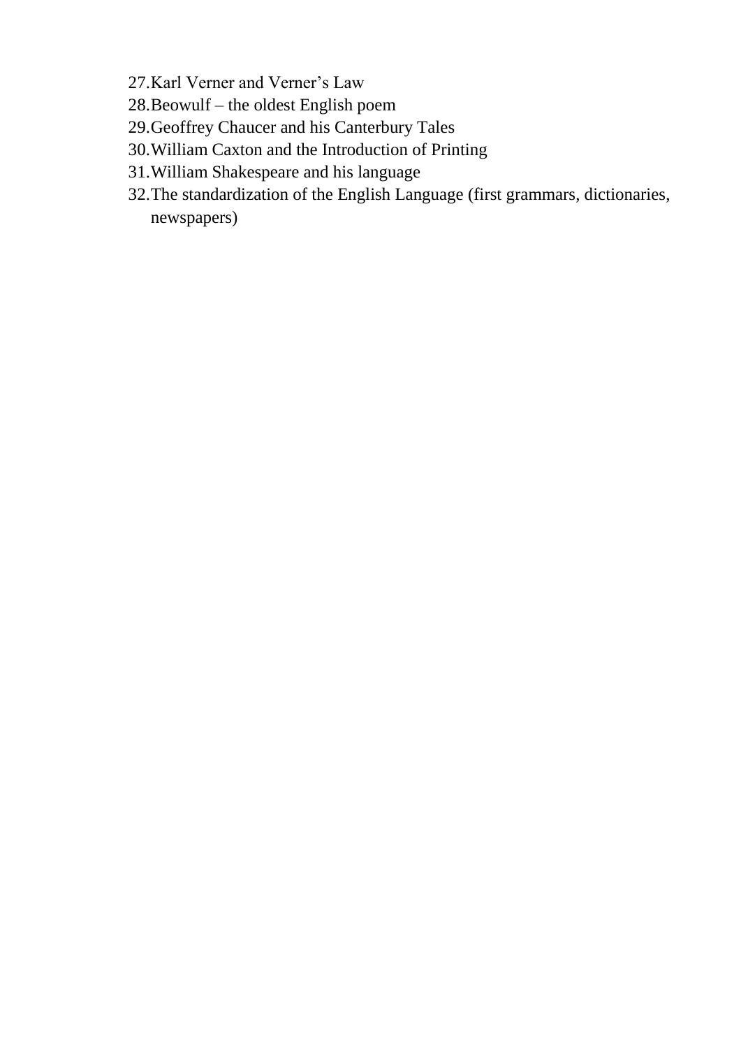27. Karl Verner and Verner's Law
28. Beowulf – the oldest English poem
29. Geoffrey Chaucer and his Canterbury Tales
30. William Caxton and the Introduction of Printing
31. William Shakespeare and his language
32. The standardization of the English Language (first grammars, dictionaries, newspapers)